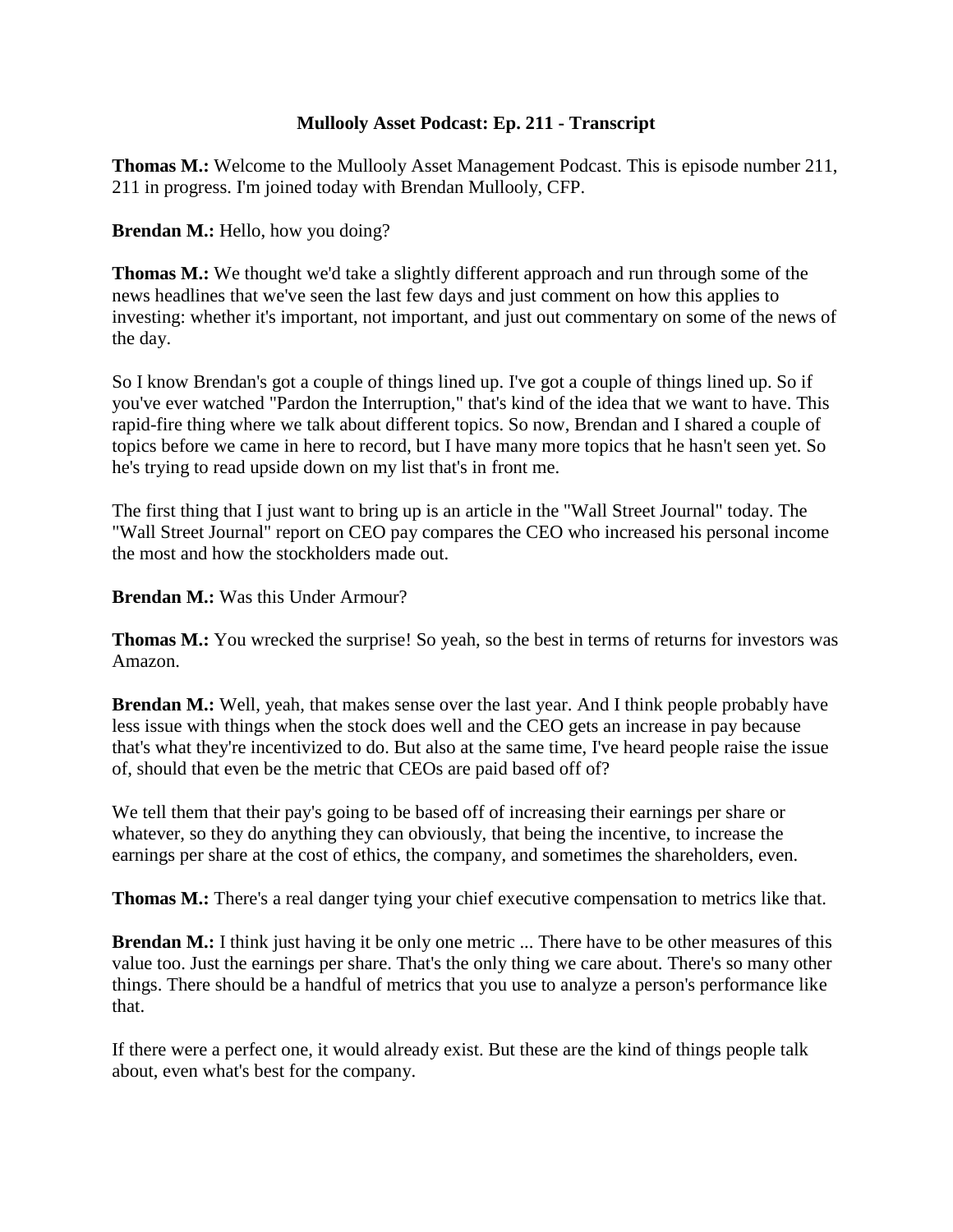# Mullooly Asset Podcast: Ep. 211 - Transcript

**Thomas M.:** Welcome to the Mullooly Asset Management Podcast. This is episode number 211, 211 in progress. I'm joined today with Brendan Mullooly, CFP.

**Brendan M.:** Hello, how you doing?

**Thomas M.:** We thought we'd take a slightly different approach and run through some of the news headlines that we've seen the last few days and just comment on how this applies to investing: whether it's important, not important, and just out commentary on some of the news of the day.

So I know Brendan's got a couple of things lined up. I've got a couple of things lined up. So if you've ever watched "Pardon the Interruption," that's kind of the idea that we want to have. This rapid-fire thing where we talk about different topics. So now, Brendan and I shared a couple of topics before we came in here to record, but I have many more topics that he hasn't seen yet. So he's trying to read upside down on my list that's in front me.

The first thing that I just want to bring up is an article in the "Wall Street Journal" today. The "Wall Street Journal" report on CEO pay compares the CEO who increased his personal income the most and how the stockholders made out.

**Brendan M.:** Was this Under Armour?

**Thomas M.:** You wrecked the surprise! So yeah, so the best in terms of returns for investors was Amazon.

**Brendan M.:** Well, yeah, that makes sense over the last year. And I think people probably have less issue with things when the stock does well and the CEO gets an increase in pay because that's what they're incentivized to do. But also at the same time, I've heard people raise the issue of, should that even be the metric that CEOs are paid based off of?

We tell them that their pay's going to be based off of increasing their earnings per share or whatever, so they do anything they can obviously, that being the incentive, to increase the earnings per share at the cost of ethics, the company, and sometimes the shareholders, even.

**Thomas M.:** There's a real danger tying your chief executive compensation to metrics like that.

**Brendan M.:** I think just having it be only one metric ... There have to be other measures of this value too. Just the earnings per share. That's the only thing we care about. There's so many other things. There should be a handful of metrics that you use to analyze a person's performance like that.

If there were a perfect one, it would already exist. But these are the kind of things people talk about, even what's best for the company.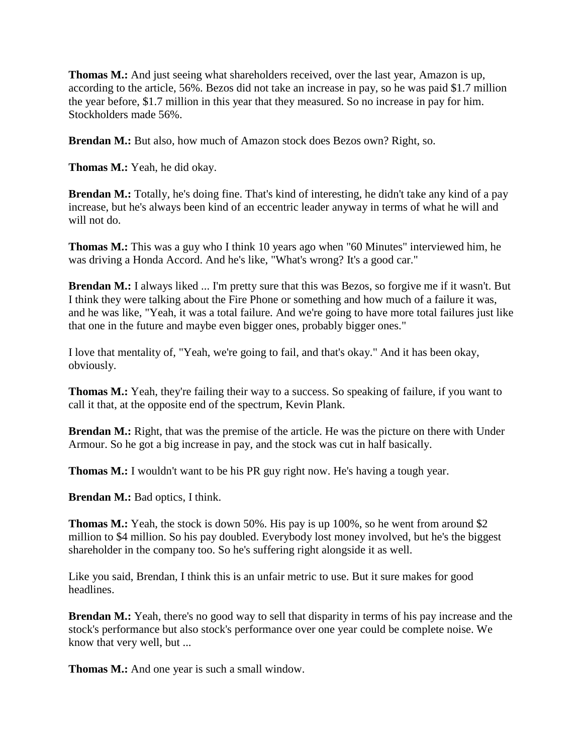**Thomas M.:** And just seeing what shareholders received, over the last year, Amazon is up, according to the article, 56%. Bezos did not take an increase in pay, so he was paid $1.7 million the year before, $1.7 million in this year that they measured. So no increase in pay for him. Stockholders made 56%.

**Brendan M.:** But also, how much of Amazon stock does Bezos own? Right, so.

**Thomas M.:** Yeah, he did okay.

**Brendan M.:** Totally, he's doing fine. That's kind of interesting, he didn't take any kind of a pay increase, but he's always been kind of an eccentric leader anyway in terms of what he will and will not do.

**Thomas M.:** This was a guy who I think 10 years ago when "60 Minutes" interviewed him, he was driving a Honda Accord. And he's like, "What's wrong? It's a good car."

**Brendan M.:** I always liked ... I'm pretty sure that this was Bezos, so forgive me if it wasn't. But I think they were talking about the Fire Phone or something and how much of a failure it was, and he was like, "Yeah, it was a total failure. And we're going to have more total failures just like that one in the future and maybe even bigger ones, probably bigger ones."

I love that mentality of, "Yeah, we're going to fail, and that's okay." And it has been okay, obviously.

**Thomas M.:** Yeah, they're failing their way to a success. So speaking of failure, if you want to call it that, at the opposite end of the spectrum, Kevin Plank.

**Brendan M.:** Right, that was the premise of the article. He was the picture on there with Under Armour. So he got a big increase in pay, and the stock was cut in half basically.

**Thomas M.:** I wouldn't want to be his PR guy right now. He's having a tough year.

**Brendan M.:** Bad optics, I think.

**Thomas M.:** Yeah, the stock is down 50%. His pay is up 100%, so he went from around $2 million to $4 million. So his pay doubled. Everybody lost money involved, but he's the biggest shareholder in the company too. So he's suffering right alongside it as well.

Like you said, Brendan, I think this is an unfair metric to use. But it sure makes for good headlines.

**Brendan M.:** Yeah, there's no good way to sell that disparity in terms of his pay increase and the stock's performance but also stock's performance over one year could be complete noise. We know that very well, but ...

**Thomas M.:** And one year is such a small window.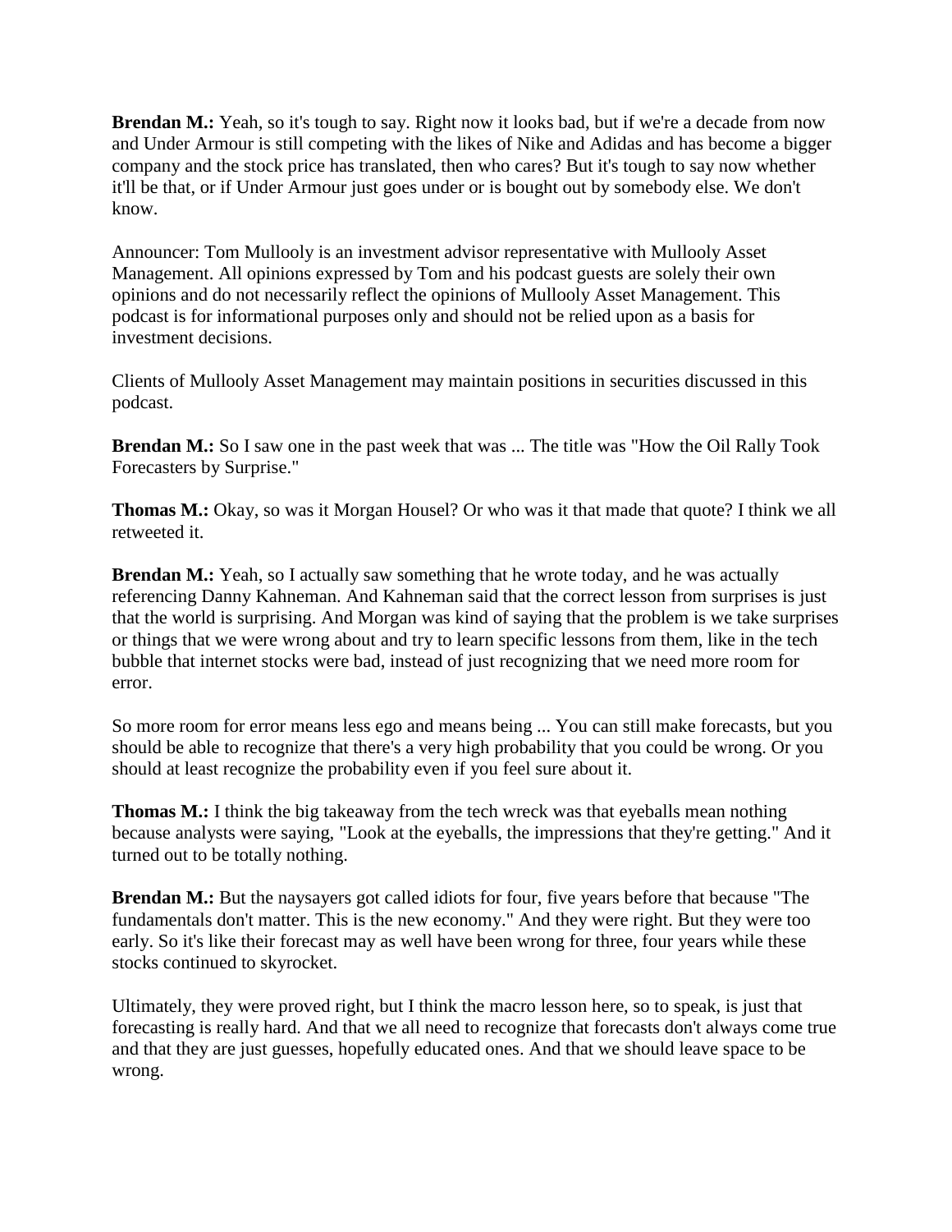**Brendan M.:** Yeah, so it's tough to say. Right now it looks bad, but if we're a decade from now and Under Armour is still competing with the likes of Nike and Adidas and has become a bigger company and the stock price has translated, then who cares? But it's tough to say now whether it'll be that, or if Under Armour just goes under or is bought out by somebody else. We don't know.

Announcer: Tom Mullooly is an investment advisor representative with Mullooly Asset Management. All opinions expressed by Tom and his podcast guests are solely their own opinions and do not necessarily reflect the opinions of Mullooly Asset Management. This podcast is for informational purposes only and should not be relied upon as a basis for investment decisions.

Clients of Mullooly Asset Management may maintain positions in securities discussed in this podcast.

**Brendan M.:** So I saw one in the past week that was ... The title was "How the Oil Rally Took Forecasters by Surprise."

**Thomas M.:** Okay, so was it Morgan Housel? Or who was it that made that quote? I think we all retweeted it.

**Brendan M.:** Yeah, so I actually saw something that he wrote today, and he was actually referencing Danny Kahneman. And Kahneman said that the correct lesson from surprises is just that the world is surprising. And Morgan was kind of saying that the problem is we take surprises or things that we were wrong about and try to learn specific lessons from them, like in the tech bubble that internet stocks were bad, instead of just recognizing that we need more room for error.

So more room for error means less ego and means being ... You can still make forecasts, but you should be able to recognize that there's a very high probability that you could be wrong. Or you should at least recognize the probability even if you feel sure about it.

**Thomas M.:** I think the big takeaway from the tech wreck was that eyeballs mean nothing because analysts were saying, "Look at the eyeballs, the impressions that they're getting." And it turned out to be totally nothing.

**Brendan M.:** But the naysayers got called idiots for four, five years before that because "The fundamentals don't matter. This is the new economy." And they were right. But they were too early. So it's like their forecast may as well have been wrong for three, four years while these stocks continued to skyrocket.

Ultimately, they were proved right, but I think the macro lesson here, so to speak, is just that forecasting is really hard. And that we all need to recognize that forecasts don't always come true and that they are just guesses, hopefully educated ones. And that we should leave space to be wrong.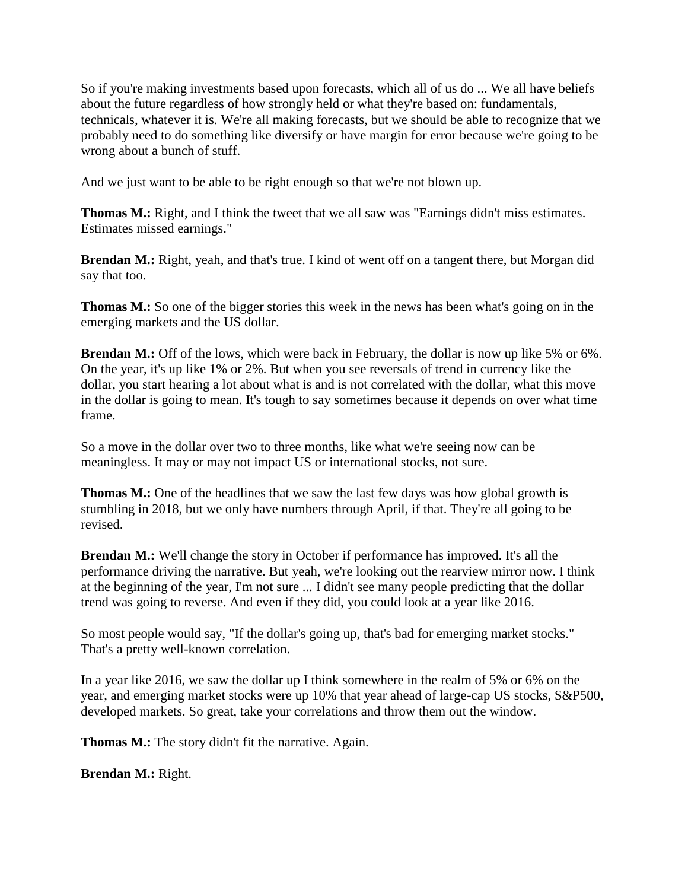So if you're making investments based upon forecasts, which all of us do ... We all have beliefs about the future regardless of how strongly held or what they're based on: fundamentals, technicals, whatever it is. We're all making forecasts, but we should be able to recognize that we probably need to do something like diversify or have margin for error because we're going to be wrong about a bunch of stuff.

And we just want to be able to be right enough so that we're not blown up.

**Thomas M.:** Right, and I think the tweet that we all saw was "Earnings didn't miss estimates. Estimates missed earnings."

**Brendan M.:** Right, yeah, and that's true. I kind of went off on a tangent there, but Morgan did say that too.

**Thomas M.:** So one of the bigger stories this week in the news has been what's going on in the emerging markets and the US dollar.

**Brendan M.:** Off of the lows, which were back in February, the dollar is now up like 5% or 6%. On the year, it's up like 1% or 2%. But when you see reversals of trend in currency like the dollar, you start hearing a lot about what is and is not correlated with the dollar, what this move in the dollar is going to mean. It's tough to say sometimes because it depends on over what time frame.

So a move in the dollar over two to three months, like what we're seeing now can be meaningless. It may or may not impact US or international stocks, not sure.

**Thomas M.:** One of the headlines that we saw the last few days was how global growth is stumbling in 2018, but we only have numbers through April, if that. They're all going to be revised.

**Brendan M.:** We'll change the story in October if performance has improved. It's all the performance driving the narrative. But yeah, we're looking out the rearview mirror now. I think at the beginning of the year, I'm not sure ... I didn't see many people predicting that the dollar trend was going to reverse. And even if they did, you could look at a year like 2016.

So most people would say, "If the dollar's going up, that's bad for emerging market stocks." That's a pretty well-known correlation.

In a year like 2016, we saw the dollar up I think somewhere in the realm of 5% or 6% on the year, and emerging market stocks were up 10% that year ahead of large-cap US stocks, S&P500, developed markets. So great, take your correlations and throw them out the window.

**Thomas M.:** The story didn't fit the narrative. Again.

**Brendan M.:** Right.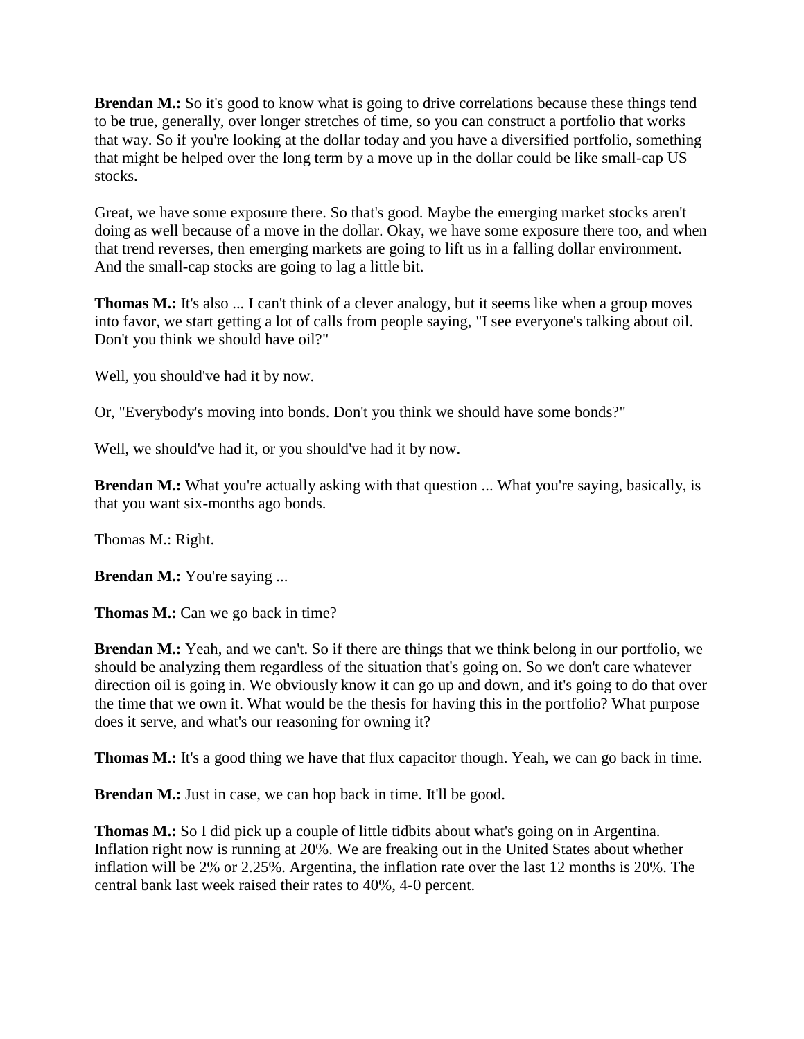**Brendan M.:** So it's good to know what is going to drive correlations because these things tend to be true, generally, over longer stretches of time, so you can construct a portfolio that works that way. So if you're looking at the dollar today and you have a diversified portfolio, something that might be helped over the long term by a move up in the dollar could be like small-cap US stocks.

Great, we have some exposure there. So that's good. Maybe the emerging market stocks aren't doing as well because of a move in the dollar. Okay, we have some exposure there too, and when that trend reverses, then emerging markets are going to lift us in a falling dollar environment. And the small-cap stocks are going to lag a little bit.

**Thomas M.:** It's also ... I can't think of a clever analogy, but it seems like when a group moves into favor, we start getting a lot of calls from people saying, "I see everyone's talking about oil. Don't you think we should have oil?"

Well, you should've had it by now.

Or, "Everybody's moving into bonds. Don't you think we should have some bonds?"

Well, we should've had it, or you should've had it by now.

**Brendan M.:** What you're actually asking with that question ... What you're saying, basically, is that you want six-months ago bonds.

Thomas M.: Right.

**Brendan M.:** You're saying ...

**Thomas M.:** Can we go back in time?

**Brendan M.:** Yeah, and we can't. So if there are things that we think belong in our portfolio, we should be analyzing them regardless of the situation that's going on. So we don't care whatever direction oil is going in. We obviously know it can go up and down, and it's going to do that over the time that we own it. What would be the thesis for having this in the portfolio? What purpose does it serve, and what's our reasoning for owning it?

**Thomas M.:** It's a good thing we have that flux capacitor though. Yeah, we can go back in time.

**Brendan M.:** Just in case, we can hop back in time. It'll be good.

**Thomas M.:** So I did pick up a couple of little tidbits about what's going on in Argentina. Inflation right now is running at 20%. We are freaking out in the United States about whether inflation will be 2% or 2.25%. Argentina, the inflation rate over the last 12 months is 20%. The central bank last week raised their rates to 40%, 4-0 percent.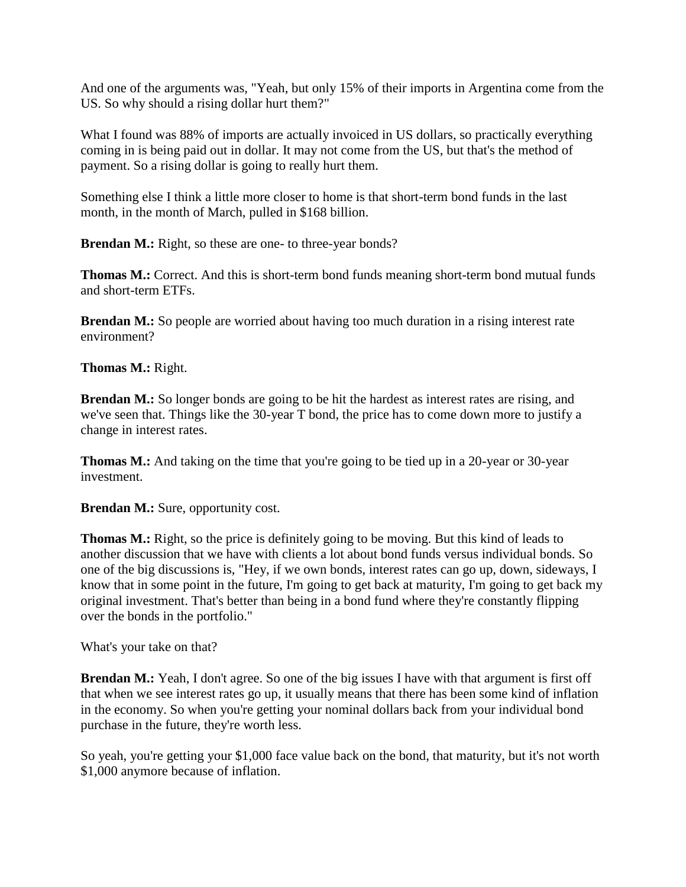And one of the arguments was, "Yeah, but only 15% of their imports in Argentina come from the US. So why should a rising dollar hurt them?"

What I found was 88% of imports are actually invoiced in US dollars, so practically everything coming in is being paid out in dollar. It may not come from the US, but that's the method of payment. So a rising dollar is going to really hurt them.

Something else I think a little more closer to home is that short-term bond funds in the last month, in the month of March, pulled in $168 billion.

**Brendan M.:** Right, so these are one- to three-year bonds?

**Thomas M.:** Correct. And this is short-term bond funds meaning short-term bond mutual funds and short-term ETFs.

**Brendan M.:** So people are worried about having too much duration in a rising interest rate environment?

**Thomas M.:** Right.

**Brendan M.:** So longer bonds are going to be hit the hardest as interest rates are rising, and we've seen that. Things like the 30-year T bond, the price has to come down more to justify a change in interest rates.

**Thomas M.:** And taking on the time that you're going to be tied up in a 20-year or 30-year investment.

**Brendan M.:** Sure, opportunity cost.

**Thomas M.:** Right, so the price is definitely going to be moving. But this kind of leads to another discussion that we have with clients a lot about bond funds versus individual bonds. So one of the big discussions is, "Hey, if we own bonds, interest rates can go up, down, sideways, I know that in some point in the future, I'm going to get back at maturity, I'm going to get back my original investment. That's better than being in a bond fund where they're constantly flipping over the bonds in the portfolio."

What's your take on that?

**Brendan M.:** Yeah, I don't agree. So one of the big issues I have with that argument is first off that when we see interest rates go up, it usually means that there has been some kind of inflation in the economy. So when you're getting your nominal dollars back from your individual bond purchase in the future, they're worth less.

So yeah, you're getting your $1,000 face value back on the bond, that maturity, but it's not worth $1,000 anymore because of inflation.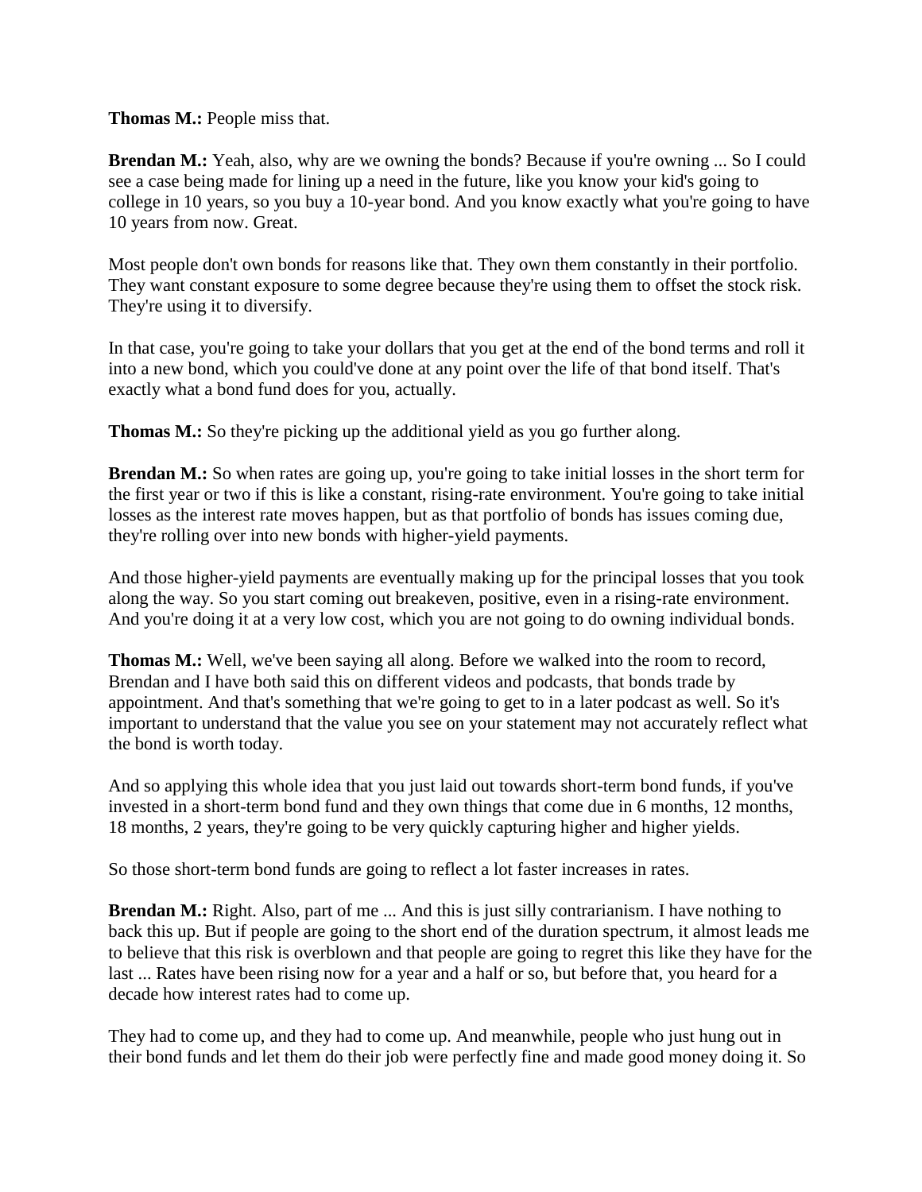**Thomas M.:** People miss that.

**Brendan M.:** Yeah, also, why are we owning the bonds? Because if you're owning ... So I could see a case being made for lining up a need in the future, like you know your kid's going to college in 10 years, so you buy a 10-year bond. And you know exactly what you're going to have 10 years from now. Great.

Most people don't own bonds for reasons like that. They own them constantly in their portfolio. They want constant exposure to some degree because they're using them to offset the stock risk. They're using it to diversify.

In that case, you're going to take your dollars that you get at the end of the bond terms and roll it into a new bond, which you could've done at any point over the life of that bond itself. That's exactly what a bond fund does for you, actually.

**Thomas M.:** So they're picking up the additional yield as you go further along.

**Brendan M.:** So when rates are going up, you're going to take initial losses in the short term for the first year or two if this is like a constant, rising-rate environment. You're going to take initial losses as the interest rate moves happen, but as that portfolio of bonds has issues coming due, they're rolling over into new bonds with higher-yield payments.

And those higher-yield payments are eventually making up for the principal losses that you took along the way. So you start coming out breakeven, positive, even in a rising-rate environment. And you're doing it at a very low cost, which you are not going to do owning individual bonds.

**Thomas M.:** Well, we've been saying all along. Before we walked into the room to record, Brendan and I have both said this on different videos and podcasts, that bonds trade by appointment. And that's something that we're going to get to in a later podcast as well. So it's important to understand that the value you see on your statement may not accurately reflect what the bond is worth today.

And so applying this whole idea that you just laid out towards short-term bond funds, if you've invested in a short-term bond fund and they own things that come due in 6 months, 12 months, 18 months, 2 years, they're going to be very quickly capturing higher and higher yields.

So those short-term bond funds are going to reflect a lot faster increases in rates.

**Brendan M.:** Right. Also, part of me ... And this is just silly contrarianism. I have nothing to back this up. But if people are going to the short end of the duration spectrum, it almost leads me to believe that this risk is overblown and that people are going to regret this like they have for the last ... Rates have been rising now for a year and a half or so, but before that, you heard for a decade how interest rates had to come up.

They had to come up, and they had to come up. And meanwhile, people who just hung out in their bond funds and let them do their job were perfectly fine and made good money doing it. So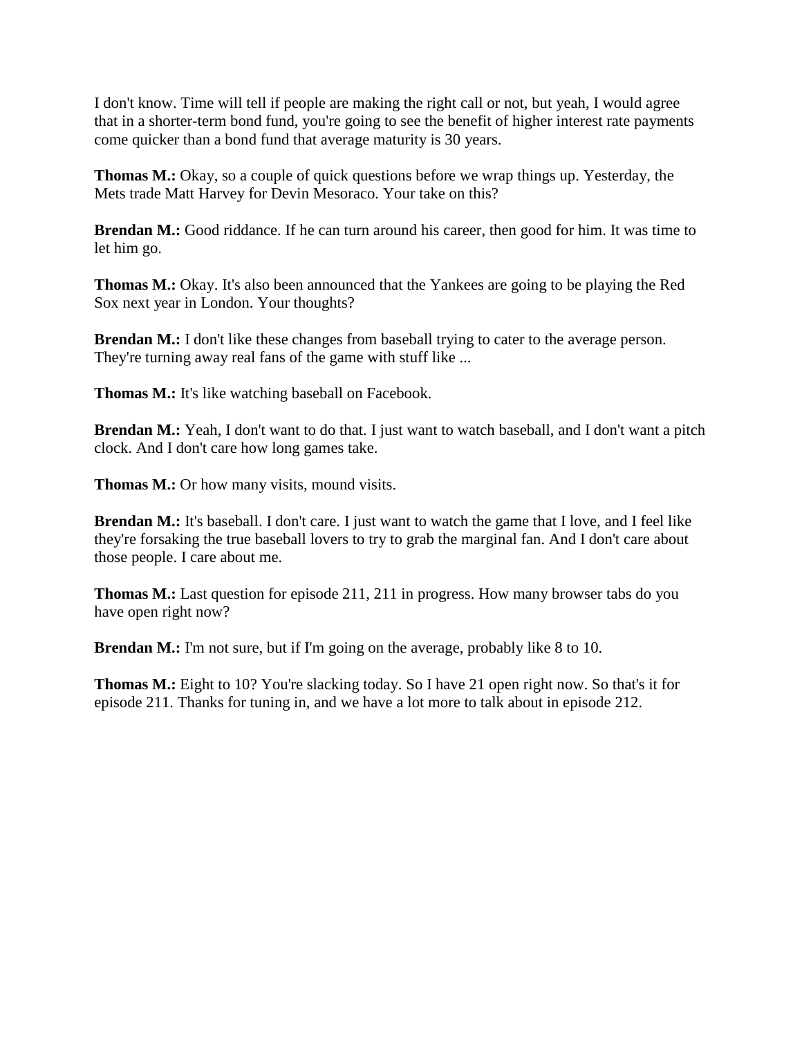I don't know. Time will tell if people are making the right call or not, but yeah, I would agree that in a shorter-term bond fund, you're going to see the benefit of higher interest rate payments come quicker than a bond fund that average maturity is 30 years.

**Thomas M.:** Okay, so a couple of quick questions before we wrap things up. Yesterday, the Mets trade Matt Harvey for Devin Mesoraco. Your take on this?

**Brendan M.:** Good riddance. If he can turn around his career, then good for him. It was time to let him go.

**Thomas M.:** Okay. It's also been announced that the Yankees are going to be playing the Red Sox next year in London. Your thoughts?

**Brendan M.:** I don't like these changes from baseball trying to cater to the average person. They're turning away real fans of the game with stuff like ...

**Thomas M.:** It's like watching baseball on Facebook.

**Brendan M.:** Yeah, I don't want to do that. I just want to watch baseball, and I don't want a pitch clock. And I don't care how long games take.

**Thomas M.:** Or how many visits, mound visits.

**Brendan M.:** It's baseball. I don't care. I just want to watch the game that I love, and I feel like they're forsaking the true baseball lovers to try to grab the marginal fan. And I don't care about those people. I care about me.

**Thomas M.:** Last question for episode 211, 211 in progress. How many browser tabs do you have open right now?

**Brendan M.:** I'm not sure, but if I'm going on the average, probably like 8 to 10.

**Thomas M.:** Eight to 10? You're slacking today. So I have 21 open right now. So that's it for episode 211. Thanks for tuning in, and we have a lot more to talk about in episode 212.